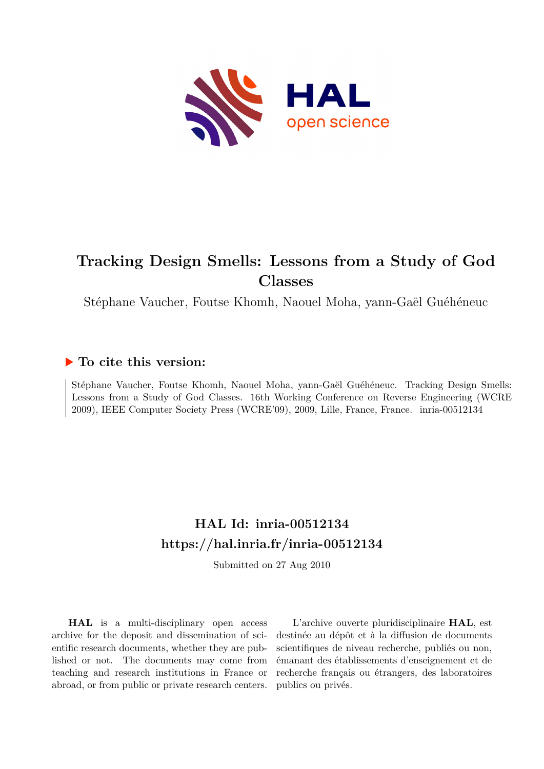# Tracking Design Smells: Lessons from a Study of God Classes

Stéphane Vaucher, Foutse Khomh, Naouel Moha, yann-Gaël Guéhéneuc

## ▶ To cite this version:

Stéphane Vaucher, Foutse Khomh, Naouel Moha, yann-Gaël Guéhéneuc. Tracking Design Smells: Lessons from a Study of God Classes. 16th Working Conference on Reverse Engineering (WCRE 2009), IEEE Computer Society Press (WCRE'09), 2009, Lille, France, France. inria-00512134

## HAL Id: inria-00512134
## https://hal.inria.fr/inria-00512134

Submitted on 27 Aug 2010

**HAL** is a multi-disciplinary open access archive for the deposit and dissemination of scientific research documents, whether they are published or not. The documents may come from teaching and research institutions in France or abroad, or from public or private research centers.

L'archive ouverte pluridisciplinaire **HAL**, est destinée au dépôt et à la diffusion de documents scientifiques de niveau recherche, publiés ou non, émanant des établissements d'enseignement et de recherche français ou étrangers, des laboratoires publics ou privés.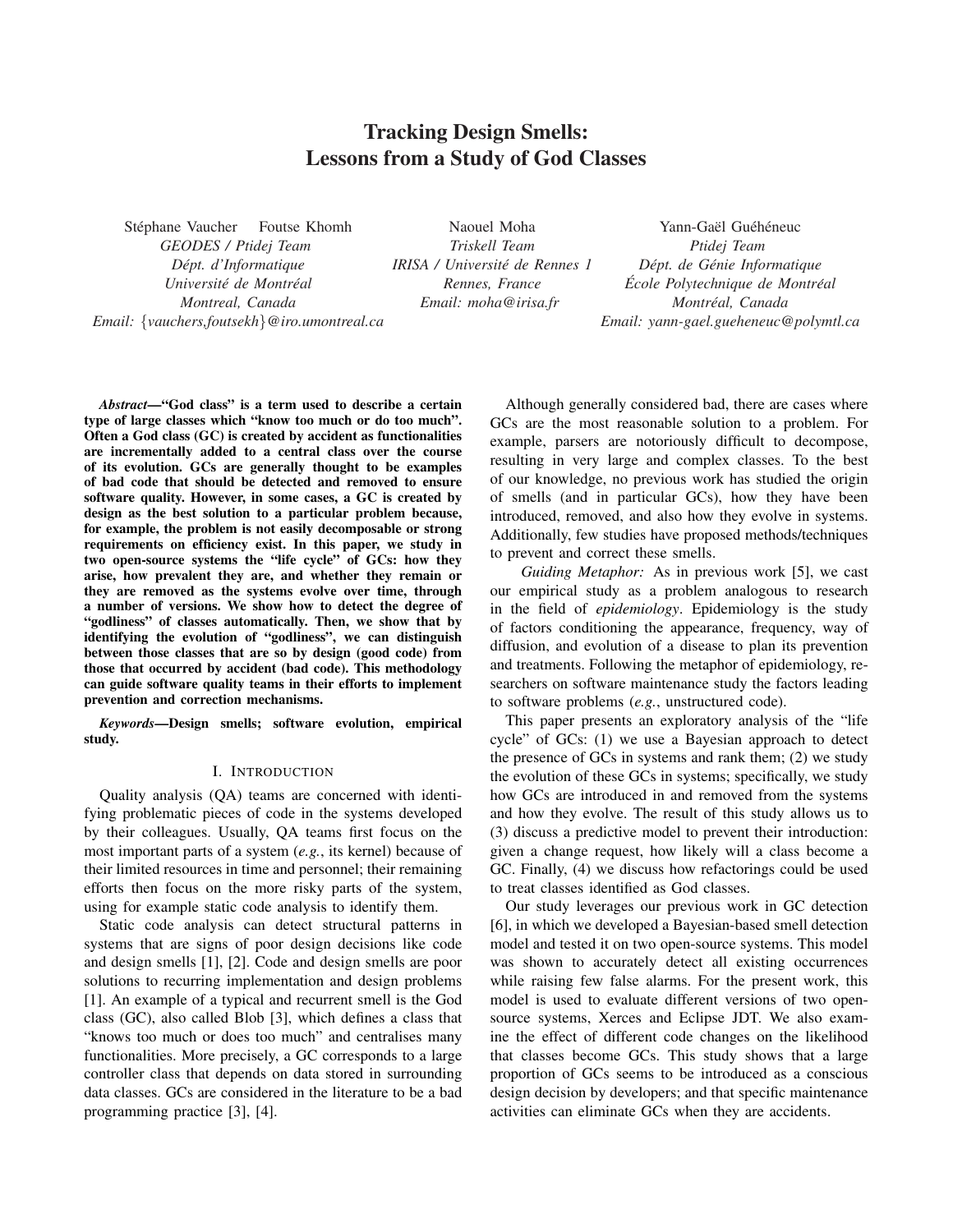# Tracking Design Smells: Lessons from a Study of God Classes

Stéphane Vaucher Foutse Khomh
*GEODES / Ptidej Team*
*Dépt. d'Informatique*
*Université de Montréal*
*Montreal, Canada*
*Email: {vauchers,foutsekh}@iro.umontreal.ca*

Naouel Moha
*Triskell Team*
*IRISA / Université de Rennes 1*
*Rennes, France*
*Email: moha@irisa.fr*

Yann-Gaël Guéhéneuc
*Ptidej Team*
*Dépt. de Génie Informatique*
*École Polytechnique de Montréal*
*Montréal, Canada*
*Email: yann-gael.gueheneuc@polymtl.ca*

***Abstract*—"God class" is a term used to describe a certain type of large classes which "know too much or do too much". Often a God class (GC) is created by accident as functionalities are incrementally added to a central class over the course of its evolution. GCs are generally thought to be examples of bad code that should be detected and removed to ensure software quality. However, in some cases, a GC is created by design as the best solution to a particular problem because, for example, the problem is not easily decomposable or strong requirements on efficiency exist. In this paper, we study in two open-source systems the "life cycle" of GCs: how they arise, how prevalent they are, and whether they remain or they are removed as the systems evolve over time, through a number of versions. We show how to detect the degree of "godliness" of classes automatically. Then, we show that by identifying the evolution of "godliness", we can distinguish between those classes that are so by design (good code) from those that occurred by accident (bad code). This methodology can guide software quality teams in their efforts to implement prevention and correction mechanisms.**

***Keywords*—Design smells; software evolution, empirical study.**

## I. Introduction

Quality analysis (QA) teams are concerned with identifying problematic pieces of code in the systems developed by their colleagues. Usually, QA teams first focus on the most important parts of a system (*e.g.*, its kernel) because of their limited resources in time and personnel; their remaining efforts then focus on the more risky parts of the system, using for example static code analysis to identify them.

Static code analysis can detect structural patterns in systems that are signs of poor design decisions like code and design smells [1], [2]. Code and design smells are poor solutions to recurring implementation and design problems [1]. An example of a typical and recurrent smell is the God class (GC), also called Blob [3], which defines a class that "knows too much or does too much" and centralises many functionalities. More precisely, a GC corresponds to a large controller class that depends on data stored in surrounding data classes. GCs are considered in the literature to be a bad programming practice [3], [4].

Although generally considered bad, there are cases where GCs are the most reasonable solution to a problem. For example, parsers are notoriously difficult to decompose, resulting in very large and complex classes. To the best of our knowledge, no previous work has studied the origin of smells (and in particular GCs), how they have been introduced, removed, and also how they evolve in systems. Additionally, few studies have proposed methods/techniques to prevent and correct these smells.

*Guiding Metaphor:* As in previous work [5], we cast our empirical study as a problem analogous to research in the field of *epidemiology*. Epidemiology is the study of factors conditioning the appearance, frequency, way of diffusion, and evolution of a disease to plan its prevention and treatments. Following the metaphor of epidemiology, researchers on software maintenance study the factors leading to software problems (*e.g.*, unstructured code).

This paper presents an exploratory analysis of the "life cycle" of GCs: (1) we use a Bayesian approach to detect the presence of GCs in systems and rank them; (2) we study the evolution of these GCs in systems; specifically, we study how GCs are introduced in and removed from the systems and how they evolve. The result of this study allows us to (3) discuss a predictive model to prevent their introduction: given a change request, how likely will a class become a GC. Finally, (4) we discuss how refactorings could be used to treat classes identified as God classes.

Our study leverages our previous work in GC detection [6], in which we developed a Bayesian-based smell detection model and tested it on two open-source systems. This model was shown to accurately detect all existing occurrences while raising few false alarms. For the present work, this model is used to evaluate different versions of two open-source systems, Xerces and Eclipse JDT. We also examine the effect of different code changes on the likelihood that classes become GCs. This study shows that a large proportion of GCs seems to be introduced as a conscious design decision by developers; and that specific maintenance activities can eliminate GCs when they are accidents.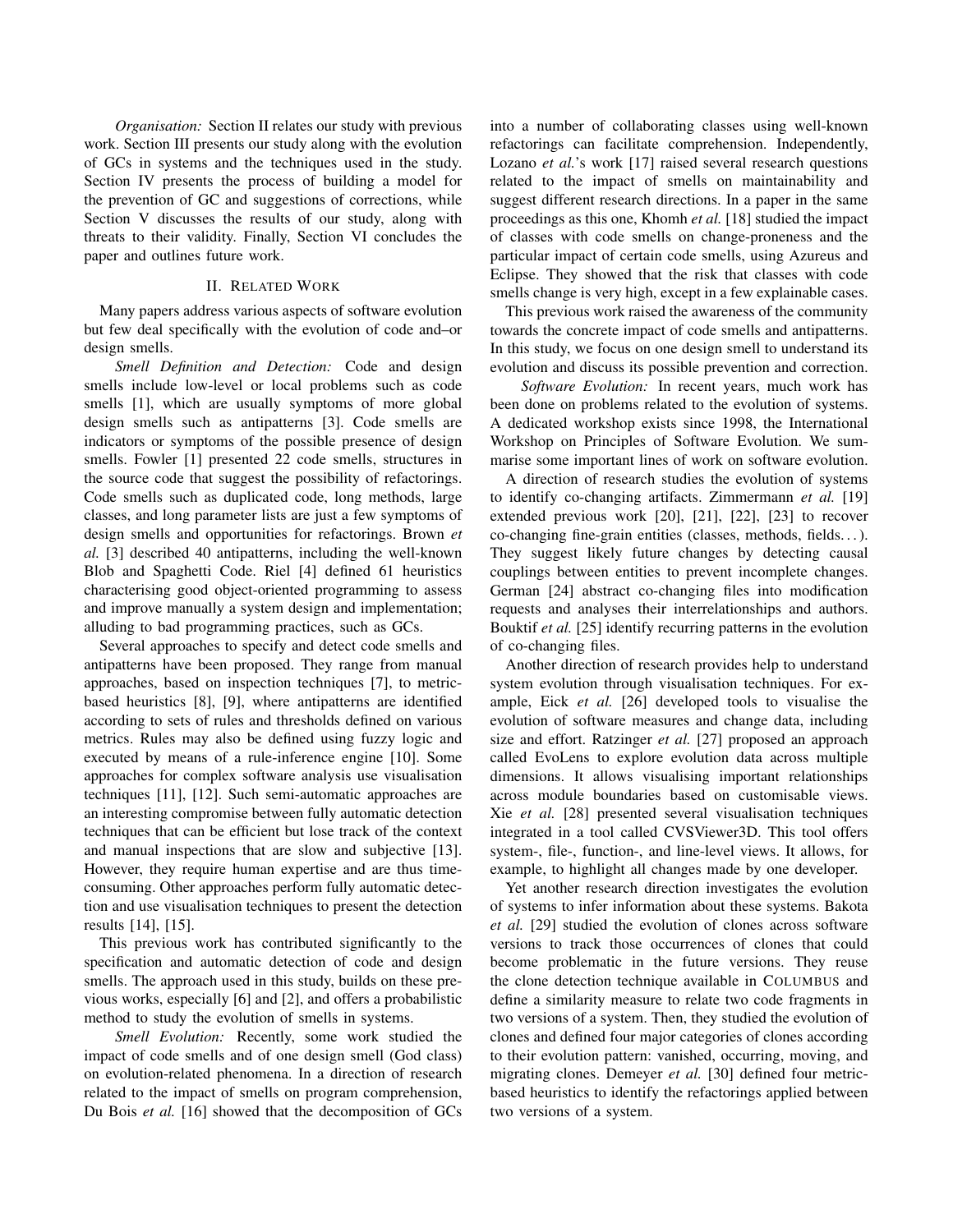*Organisation:* Section II relates our study with previous work. Section III presents our study along with the evolution of GCs in systems and the techniques used in the study. Section IV presents the process of building a model for the prevention of GC and suggestions of corrections, while Section V discusses the results of our study, along with threats to their validity. Finally, Section VI concludes the paper and outlines future work.

## II. Related Work

Many papers address various aspects of software evolution but few deal specifically with the evolution of code and–or design smells.

*Smell Definition and Detection:* Code and design smells include low-level or local problems such as code smells [1], which are usually symptoms of more global design smells such as antipatterns [3]. Code smells are indicators or symptoms of the possible presence of design smells. Fowler [1] presented 22 code smells, structures in the source code that suggest the possibility of refactorings. Code smells such as duplicated code, long methods, large classes, and long parameter lists are just a few symptoms of design smells and opportunities for refactorings. Brown *et al.* [3] described 40 antipatterns, including the well-known Blob and Spaghetti Code. Riel [4] defined 61 heuristics characterising good object-oriented programming to assess and improve manually a system design and implementation; alluding to bad programming practices, such as GCs.

Several approaches to specify and detect code smells and antipatterns have been proposed. They range from manual approaches, based on inspection techniques [7], to metric-based heuristics [8], [9], where antipatterns are identified according to sets of rules and thresholds defined on various metrics. Rules may also be defined using fuzzy logic and executed by means of a rule-inference engine [10]. Some approaches for complex software analysis use visualisation techniques [11], [12]. Such semi-automatic approaches are an interesting compromise between fully automatic detection techniques that can be efficient but lose track of the context and manual inspections that are slow and subjective [13]. However, they require human expertise and are thus time-consuming. Other approaches perform fully automatic detection and use visualisation techniques to present the detection results [14], [15].

This previous work has contributed significantly to the specification and automatic detection of code and design smells. The approach used in this study, builds on these previous works, especially [6] and [2], and offers a probabilistic method to study the evolution of smells in systems.

*Smell Evolution:* Recently, some work studied the impact of code smells and of one design smell (God class) on evolution-related phenomena. In a direction of research related to the impact of smells on program comprehension, Du Bois *et al.* [16] showed that the decomposition of GCs into a number of collaborating classes using well-known refactorings can facilitate comprehension. Independently, Lozano *et al.*'s work [17] raised several research questions related to the impact of smells on maintainability and suggest different research directions. In a paper in the same proceedings as this one, Khomh *et al.* [18] studied the impact of classes with code smells on change-proneness and the particular impact of certain code smells, using Azureus and Eclipse. They showed that the risk that classes with code smells change is very high, except in a few explainable cases.

This previous work raised the awareness of the community towards the concrete impact of code smells and antipatterns. In this study, we focus on one design smell to understand its evolution and discuss its possible prevention and correction.

*Software Evolution:* In recent years, much work has been done on problems related to the evolution of systems. A dedicated workshop exists since 1998, the International Workshop on Principles of Software Evolution. We summarise some important lines of work on software evolution.

A direction of research studies the evolution of systems to identify co-changing artifacts. Zimmermann *et al.* [19] extended previous work [20], [21], [22], [23] to recover co-changing fine-grain entities (classes, methods, fields...). They suggest likely future changes by detecting causal couplings between entities to prevent incomplete changes. German [24] abstract co-changing files into modification requests and analyses their interrelationships and authors. Bouktif *et al.* [25] identify recurring patterns in the evolution of co-changing files.

Another direction of research provides help to understand system evolution through visualisation techniques. For example, Eick *et al.* [26] developed tools to visualise the evolution of software measures and change data, including size and effort. Ratzinger *et al.* [27] proposed an approach called EvoLens to explore evolution data across multiple dimensions. It allows visualising important relationships across module boundaries based on customisable views. Xie *et al.* [28] presented several visualisation techniques integrated in a tool called CVSViewer3D. This tool offers system-, file-, function-, and line-level views. It allows, for example, to highlight all changes made by one developer.

Yet another research direction investigates the evolution of systems to infer information about these systems. Bakota *et al.* [29] studied the evolution of clones across software versions to track those occurrences of clones that could become problematic in the future versions. They reuse the clone detection technique available in COLUMBUS and define a similarity measure to relate two code fragments in two versions of a system. Then, they studied the evolution of clones and defined four major categories of clones according to their evolution pattern: vanished, occurring, moving, and migrating clones. Demeyer *et al.* [30] defined four metric-based heuristics to identify the refactorings applied between two versions of a system.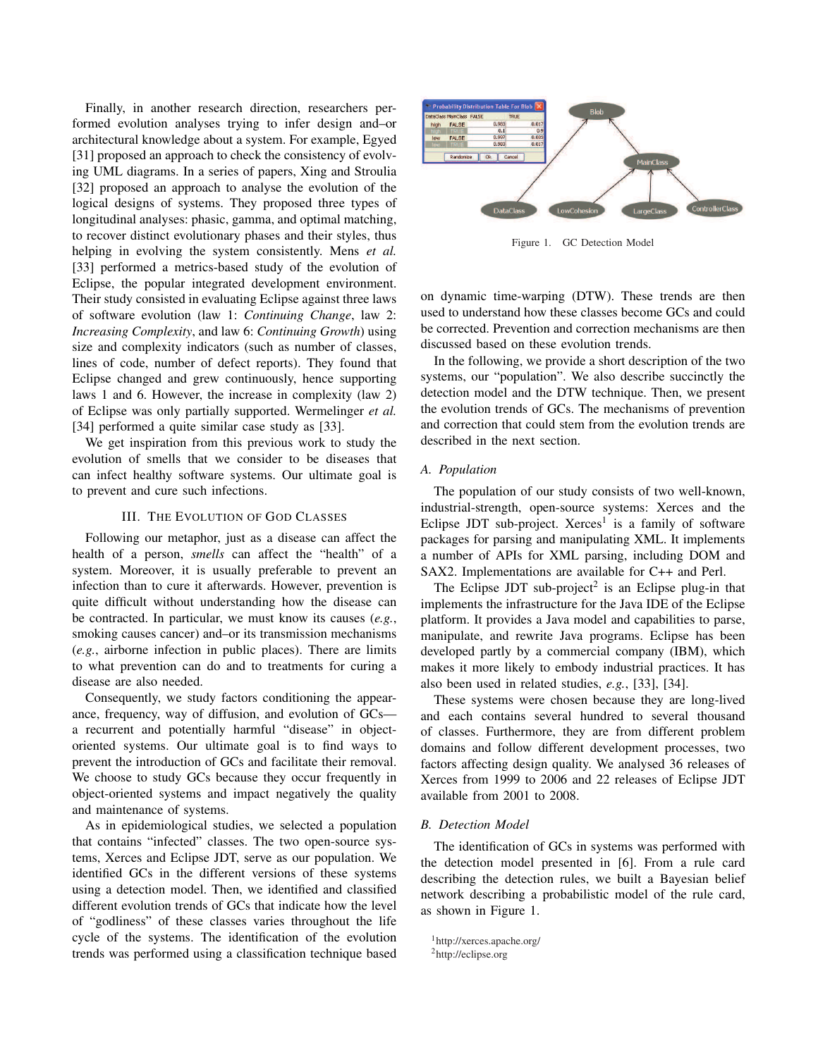Finally, in another research direction, researchers performed evolution analyses trying to infer design and–or architectural knowledge about a system. For example, Egyed [31] proposed an approach to check the consistency of evolving UML diagrams. In a series of papers, Xing and Stroulia [32] proposed an approach to analyse the evolution of the logical designs of systems. They proposed three types of longitudinal analyses: phasic, gamma, and optimal matching, to recover distinct evolutionary phases and their styles, thus helping in evolving the system consistently. Mens *et al.* [33] performed a metrics-based study of the evolution of Eclipse, the popular integrated development environment. Their study consisted in evaluating Eclipse against three laws of software evolution (law 1: *Continuing Change*, law 2: *Increasing Complexity*, and law 6: *Continuing Growth*) using size and complexity indicators (such as number of classes, lines of code, number of defect reports). They found that Eclipse changed and grew continuously, hence supporting laws 1 and 6. However, the increase in complexity (law 2) of Eclipse was only partially supported. Wermelinger *et al.* [34] performed a quite similar case study as [33].

We get inspiration from this previous work to study the evolution of smells that we consider to be diseases that can infect healthy software systems. Our ultimate goal is to prevent and cure such infections.

## III. The Evolution of God Classes

Following our metaphor, just as a disease can affect the health of a person, *smells* can affect the "health" of a system. Moreover, it is usually preferable to prevent an infection than to cure it afterwards. However, prevention is quite difficult without understanding how the disease can be contracted. In particular, we must know its causes (*e.g.*, smoking causes cancer) and–or its transmission mechanisms (*e.g.*, airborne infection in public places). There are limits to what prevention can do and to treatments for curing a disease are also needed.

Consequently, we study factors conditioning the appearance, frequency, way of diffusion, and evolution of GCs—a recurrent and potentially harmful "disease" in object-oriented systems. Our ultimate goal is to find ways to prevent the introduction of GCs and facilitate their removal. We choose to study GCs because they occur frequently in object-oriented systems and impact negatively the quality and maintenance of systems.

As in epidemiological studies, we selected a population that contains "infected" classes. The two open-source systems, Xerces and Eclipse JDT, serve as our population. We identified GCs in the different versions of these systems using a detection model. Then, we identified and classified different evolution trends of GCs that indicate how the level of "godliness" of these classes varies throughout the life cycle of the systems. The identification of the evolution trends was performed using a classification technique based on dynamic time-warping (DTW). These trends are then used to understand how these classes become GCs and could be corrected. Prevention and correction mechanisms are then discussed based on these evolution trends.

Figure 1. GC Detection Model

In the following, we provide a short description of the two systems, our "population". We also describe succinctly the detection model and the DTW technique. Then, we present the evolution trends of GCs. The mechanisms of prevention and correction that could stem from the evolution trends are described in the next section.

### A. Population

The population of our study consists of two well-known, industrial-strength, open-source systems: Xerces and the Eclipse JDT sub-project. Xerces[1] is a family of software packages for parsing and manipulating XML. It implements a number of APIs for XML parsing, including DOM and SAX2. Implementations are available for C++ and Perl.

The Eclipse JDT sub-project[2] is an Eclipse plug-in that implements the infrastructure for the Java IDE of the Eclipse platform. It provides a Java model and capabilities to parse, manipulate, and rewrite Java programs. Eclipse has been developed partly by a commercial company (IBM), which makes it more likely to embody industrial practices. It has also been used in related studies, *e.g.*, [33], [34].

These systems were chosen because they are long-lived and each contains several hundred to several thousand of classes. Furthermore, they are from different problem domains and follow different development processes, two factors affecting design quality. We analysed 36 releases of Xerces from 1999 to 2006 and 22 releases of Eclipse JDT available from 2001 to 2008.

### B. Detection Model

The identification of GCs in systems was performed with the detection model presented in [6]. From a rule card describing the detection rules, we built a Bayesian belief network describing a probabilistic model of the rule card, as shown in Figure 1.

[1] http://xerces.apache.org/

[2] http://eclipse.org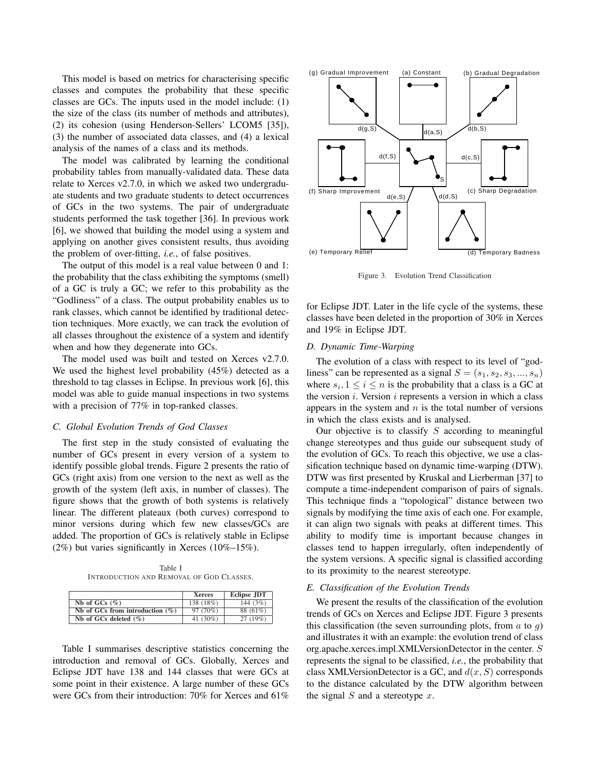This model is based on metrics for characterising specific classes and computes the probability that these specific classes are GCs. The inputs used in the model include: (1) the size of the class (its number of methods and attributes), (2) its cohesion (using Henderson-Sellers' LCOM5 [35]), (3) the number of associated data classes, and (4) a lexical analysis of the names of a class and its methods.

The model was calibrated by learning the conditional probability tables from manually-validated data. These data relate to Xerces v2.7.0, in which we asked two undergraduate students and two graduate students to detect occurrences of GCs in the two systems. The pair of undergraduate students performed the task together [36]. In previous work [6], we showed that building the model using a system and applying on another gives consistent results, thus avoiding the problem of over-fitting, *i.e.*, of false positives.

The output of this model is a real value between 0 and 1: the probability that the class exhibiting the symptoms (smell) of a GC is truly a GC; we refer to this probability as the "Godliness" of a class. The output probability enables us to rank classes, which cannot be identified by traditional detection techniques. More exactly, we can track the evolution of all classes throughout the existence of a system and identify when and how they degenerate into GCs.

The model used was built and tested on Xerces v2.7.0. We used the highest level probability (45%) detected as a threshold to tag classes in Eclipse. In previous work [6], this model was able to guide manual inspections in two systems with a precision of 77% in top-ranked classes.

### C. Global Evolution Trends of God Classes

The first step in the study consisted of evaluating the number of GCs present in every version of a system to identify possible global trends. Figure 2 presents the ratio of GCs (right axis) from one version to the next as well as the growth of the system (left axis, in number of classes). The figure shows that the growth of both systems is relatively linear. The different plateaux (both curves) correspond to minor versions during which few new classes/GCs are added. The proportion of GCs is relatively stable in Eclipse (2%) but varies significantly in Xerces (10%–15%).

Table I
INTRODUCTION AND REMOVAL OF GOD CLASSES.

| | Xerces | Eclipse JDT |
|---|---|---|
| **Nb of GCs (%)** | 138 (18%) | 144 (3%) |
| **Nb of GCs from introduction (%)** | 97 (70%) | 88 (61%) |
| **Nb of GCs deleted (%)** | 41 (30%) | 27 (19%) |

Table I summarises descriptive statistics concerning the introduction and removal of GCs. Globally, Xerces and Eclipse JDT have 138 and 144 classes that were GCs at some point in their existence. A large number of these GCs were GCs from their introduction: 70% for Xerces and 61% for Eclipse JDT. Later in the life cycle of the systems, these classes have been deleted in the proportion of 30% in Xerces and 19% in Eclipse JDT.

(g) Gradual Improvement (a) Constant (b) Gradual Degradation d(g,S) d(a,S) d(b,S) d(f,S) d(c,S) S (f) Sharp Improvement d(e,S) d(d,S) (c) Sharp Degradation (e) Temporary Relief (d) Temporary Badness

Figure 3. Evolution Trend Classification

### D. Dynamic Time-Warping

The evolution of a class with respect to its level of "godliness" can be represented as a signal $S = (s_1, s_2, s_3, ..., s_n)$ where $s_i, 1 \leq i \leq n$ is the probability that a class is a GC at the version $i$. Version $i$ represents a version in which a class appears in the system and $n$ is the total number of versions in which the class exists and is analysed.

Our objective is to classify $S$ according to meaningful change stereotypes and thus guide our subsequent study of the evolution of GCs. To reach this objective, we use a classification technique based on dynamic time-warping (DTW). DTW was first presented by Kruskal and Lierberman [37] to compute a time-independent comparison of pairs of signals. This technique finds a "topological" distance between two signals by modifying the time axis of each one. For example, it can align two signals with peaks at different times. This ability to modify time is important because changes in classes tend to happen irregularly, often independently of the system versions. A specific signal is classified according to its proximity to the nearest stereotype.

### E. Classification of the Evolution Trends

We present the results of the classification of the evolution trends of GCs on Xerces and Eclipse JDT. Figure 3 presents this classification (the seven surrounding plots, from $a$ to $g$) and illustrates it with an example: the evolution trend of class org.apache.xerces.impl.XMLVersionDetector in the center. $S$ represents the signal to be classified, *i.e.*, the probability that class XMLVersionDetector is a GC, and $d(x, S)$ corresponds to the distance calculated by the DTW algorithm between the signal $S$ and a stereotype $x$.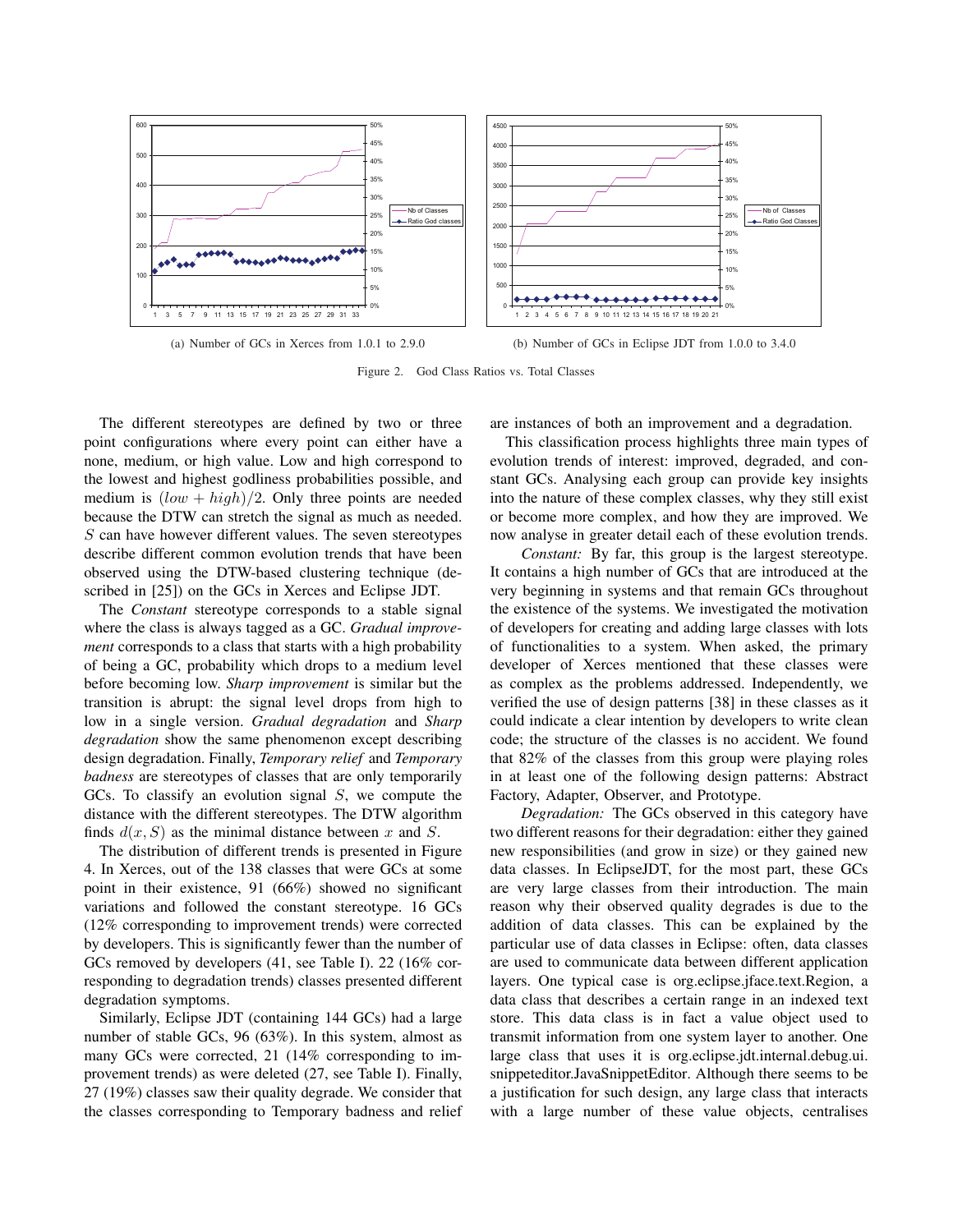(a) Number of GCs in Xerces from 1.0.1 to 2.9.0

(b) Number of GCs in Eclipse JDT from 1.0.0 to 3.4.0

Figure 2. God Class Ratios vs. Total Classes

The different stereotypes are defined by two or three point configurations where every point can either have a none, medium, or high value. Low and high correspond to the lowest and highest godliness probabilities possible, and medium is $(low + high)/2$. Only three points are needed because the DTW can stretch the signal as much as needed. $S$ can have however different values. The seven stereotypes describe different common evolution trends that have been observed using the DTW-based clustering technique (described in [25]) on the GCs in Xerces and Eclipse JDT.

The *Constant* stereotype corresponds to a stable signal where the class is always tagged as a GC. *Gradual improvement* corresponds to a class that starts with a high probability of being a GC, probability which drops to a medium level before becoming low. *Sharp improvement* is similar but the transition is abrupt: the signal level drops from high to low in a single version. *Gradual degradation* and *Sharp degradation* show the same phenomenon except describing design degradation. Finally, *Temporary relief* and *Temporary badness* are stereotypes of classes that are only temporarily GCs. To classify an evolution signal $S$, we compute the distance with the different stereotypes. The DTW algorithm finds $d(x, S)$ as the minimal distance between $x$ and $S$.

The distribution of different trends is presented in Figure 4. In Xerces, out of the 138 classes that were GCs at some point in their existence, 91 (66%) showed no significant variations and followed the constant stereotype. 16 GCs (12% corresponding to improvement trends) were corrected by developers. This is significantly fewer than the number of GCs removed by developers (41, see Table I). 22 (16% corresponding to degradation trends) classes presented different degradation symptoms.

Similarly, Eclipse JDT (containing 144 GCs) had a large number of stable GCs, 96 (63%). In this system, almost as many GCs were corrected, 21 (14% corresponding to improvement trends) as were deleted (27, see Table I). Finally, 27 (19%) classes saw their quality degrade. We consider that the classes corresponding to Temporary badness and relief are instances of both an improvement and a degradation.

This classification process highlights three main types of evolution trends of interest: improved, degraded, and constant GCs. Analysing each group can provide key insights into the nature of these complex classes, why they still exist or become more complex, and how they are improved. We now analyse in greater detail each of these evolution trends.

*Constant:* By far, this group is the largest stereotype. It contains a high number of GCs that are introduced at the very beginning in systems and that remain GCs throughout the existence of the systems. We investigated the motivation of developers for creating and adding large classes with lots of functionalities to a system. When asked, the primary developer of Xerces mentioned that these classes were as complex as the problems addressed. Independently, we verified the use of design patterns [38] in these classes as it could indicate a clear intention by developers to write clean code; the structure of the classes is no accident. We found that 82% of the classes from this group were playing roles in at least one of the following design patterns: Abstract Factory, Adapter, Observer, and Prototype.

*Degradation:* The GCs observed in this category have two different reasons for their degradation: either they gained new responsibilities (and grow in size) or they gained new data classes. In EclipseJDT, for the most part, these GCs are very large classes from their introduction. The main reason why their observed quality degrades is due to the addition of data classes. This can be explained by the particular use of data classes in Eclipse: often, data classes are used to communicate data between different application layers. One typical case is org.eclipse.jface.text.Region, a data class that describes a certain range in an indexed text store. This data class is in fact a value object used to transmit information from one system layer to another. One large class that uses it is org.eclipse.jdt.internal.debug.ui.snippeteditor.JavaSnippetEditor. Although there seems to be a justification for such design, any large class that interacts with a large number of these value objects, centralises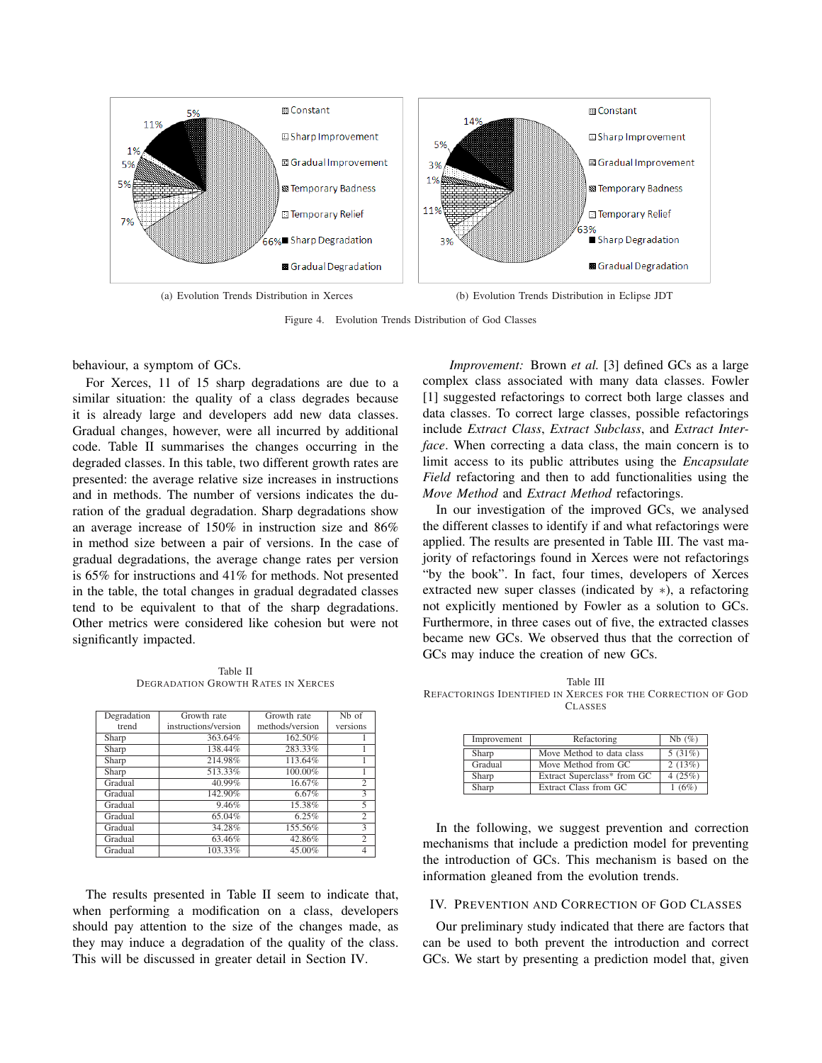Constant

Sharp Improvement

Gradual Improvement

Temporary Badness

Temporary Relief

Sharp Degradation

Gradual Degradation

(a) Evolution Trends Distribution in Xerces

(b) Evolution Trends Distribution in Eclipse JDT

Figure 4. Evolution Trends Distribution of God Classes

behaviour, a symptom of GCs.

For Xerces, 11 of 15 sharp degradations are due to a similar situation: the quality of a class degrades because it is already large and developers add new data classes. Gradual changes, however, were all incurred by additional code. Table II summarises the changes occurring in the degraded classes. In this table, two different growth rates are presented: the average relative size increases in instructions and in methods. The number of versions indicates the duration of the gradual degradation. Sharp degradations show an average increase of 150% in instruction size and 86% in method size between a pair of versions. In the case of gradual degradations, the average change rates per version is 65% for instructions and 41% for methods. Not presented in the table, the total changes in gradual degraded classes tend to be equivalent to that of the sharp degradations. Other metrics were considered like cohesion but were not significantly impacted.

Table II
DEGRADATION GROWTH RATES IN XERCES

| Degradation trend | Growth rate instructions/version | Growth rate methods/version | Nb of versions |
|---|---|---|---|
| Sharp | 363.64% | 162.50% | 1 |
| Sharp | 138.44% | 283.33% | 1 |
| Sharp | 214.98% | 113.64% | 1 |
| Sharp | 513.33% | 100.00% | 1 |
| Gradual | 40.99% | 16.67% | 2 |
| Gradual | 142.90% | 6.67% | 3 |
| Gradual | 9.46% | 15.38% | 5 |
| Gradual | 65.04% | 6.25% | 2 |
| Gradual | 34.28% | 155.56% | 3 |
| Gradual | 63.46% | 42.86% | 2 |
| Gradual | 103.33% | 45.00% | 4 |

The results presented in Table II seem to indicate that, when performing a modification on a class, developers should pay attention to the size of the changes made, as they may induce a degradation of the quality of the class. This will be discussed in greater detail in Section IV.

*Improvement:* Brown *et al.* [3] defined GCs as a large complex class associated with many data classes. Fowler [1] suggested refactorings to correct both large classes and data classes. To correct large classes, possible refactorings include *Extract Class*, *Extract Subclass*, and *Extract Interface*. When correcting a data class, the main concern is to limit access to its public attributes using the *Encapsulate Field* refactoring and then to add functionalities using the *Move Method* and *Extract Method* refactorings.

In our investigation of the improved GCs, we analysed the different classes to identify if and what refactorings were applied. The results are presented in Table III. The vast majority of refactorings found in Xerces were not refactorings "by the book". In fact, four times, developers of Xerces extracted new super classes (indicated by $*$), a refactoring not explicitly mentioned by Fowler as a solution to GCs. Furthermore, in three cases out of five, the extracted classes became new GCs. We observed thus that the correction of GCs may induce the creation of new GCs.

Table III
REFACTORINGS IDENTIFIED IN XERCES FOR THE CORRECTION OF GOD CLASSES

| Improvement | Refactoring | Nb (%) |
|---|---|---|
| Sharp | Move Method to data class | 5 (31%) |
| Gradual | Move Method from GC | 2 (13%) |
| Sharp | Extract Superclass* from GC | 4 (25%) |
| Sharp | Extract Class from GC | 1 (6%) |

In the following, we suggest prevention and correction mechanisms that include a prediction model for preventing the introduction of GCs. This mechanism is based on the information gleaned from the evolution trends.

## IV. Prevention and Correction of God Classes

Our preliminary study indicated that there are factors that can be used to both prevent the introduction and correct GCs. We start by presenting a prediction model that, given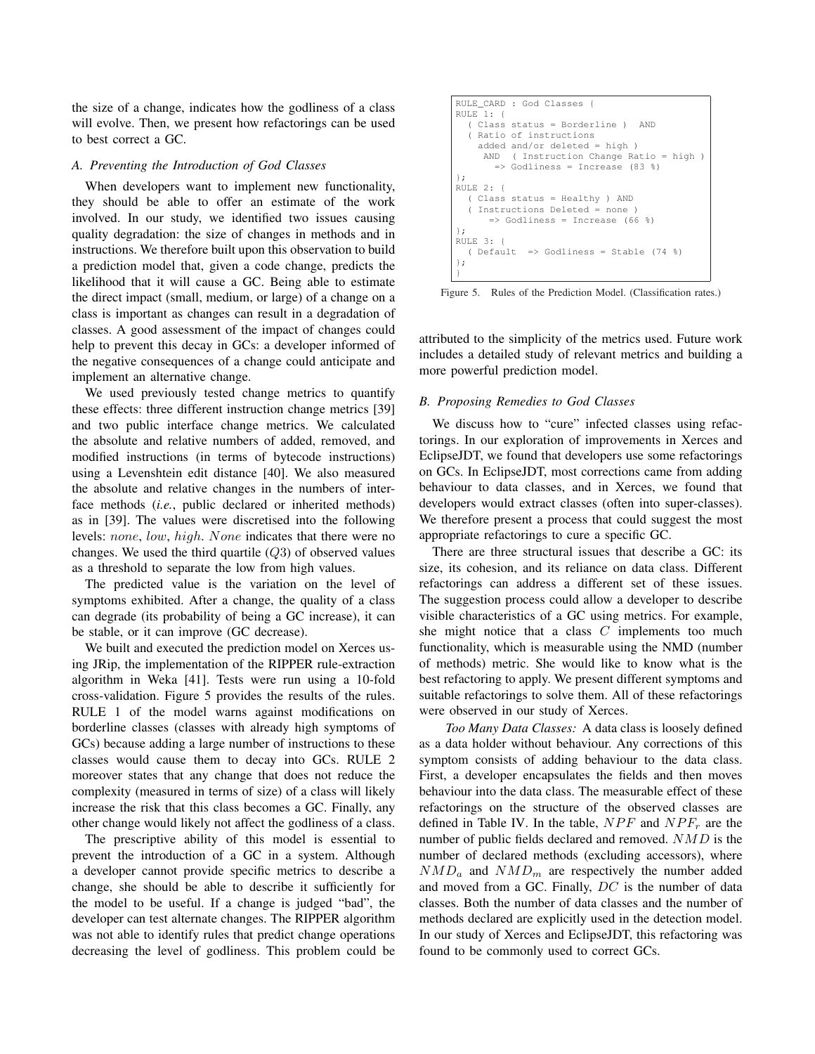the size of a change, indicates how the godliness of a class will evolve. Then, we present how refactorings can be used to best correct a GC.

### A. Preventing the Introduction of God Classes

When developers want to implement new functionality, they should be able to offer an estimate of the work involved. In our study, we identified two issues causing quality degradation: the size of changes in methods and in instructions. We therefore built upon this observation to build a prediction model that, given a code change, predicts the likelihood that it will cause a GC. Being able to estimate the direct impact (small, medium, or large) of a change on a class is important as changes can result in a degradation of classes. A good assessment of the impact of changes could help to prevent this decay in GCs: a developer informed of the negative consequences of a change could anticipate and implement an alternative change.

We used previously tested change metrics to quantify these effects: three different instruction change metrics [39] and two public interface change metrics. We calculated the absolute and relative numbers of added, removed, and modified instructions (in terms of bytecode instructions) using a Levenshtein edit distance [40]. We also measured the absolute and relative changes in the numbers of interface methods (*i.e.*, public declared or inherited methods) as in [39]. The values were discretised into the following levels: *none*, *low*, *high*. *None* indicates that there were no changes. We used the third quartile ($Q3$) of observed values as a threshold to separate the low from high values.

The predicted value is the variation on the level of symptoms exhibited. After a change, the quality of a class can degrade (its probability of being a GC increase), it can be stable, or it can improve (GC decrease).

We built and executed the prediction model on Xerces using JRip, the implementation of the RIPPER rule-extraction algorithm in Weka [41]. Tests were run using a 10-fold cross-validation. Figure 5 provides the results of the rules. RULE 1 of the model warns against modifications on borderline classes (classes with already high symptoms of GCs) because adding a large number of instructions to these classes would cause them to decay into GCs. RULE 2 moreover states that any change that does not reduce the complexity (measured in terms of size) of a class will likely increase the risk that this class becomes a GC. Finally, any other change would likely not affect the godliness of a class.

The prescriptive ability of this model is essential to prevent the introduction of a GC in a system. Although a developer cannot provide specific metrics to describe a change, she should be able to describe it sufficiently for the model to be useful. If a change is judged "bad", the developer can test alternate changes. The RIPPER algorithm was not able to identify rules that predict change operations decreasing the level of godliness. This problem could be attributed to the simplicity of the metrics used. Future work includes a detailed study of relevant metrics and building a more powerful prediction model.

```
RULE_CARD : God Classes {
RULE 1: {
  ( Class status = Borderline )  AND
  ( Ratio of instructions
    added and/or deleted = high )
     AND  ( Instruction Change Ratio = high )
       => Godliness = Increase (83 %)
};
RULE 2: {
  ( Class status = Healthy ) AND
  ( Instructions Deleted = none )
      => Godliness = Increase (66 %)
};
RULE 3: {
  ( Default  => Godliness = Stable (74 %)
};
}
```

Figure 5. Rules of the Prediction Model. (Classification rates.)

### B. Proposing Remedies to God Classes

We discuss how to "cure" infected classes using refactorings. In our exploration of improvements in Xerces and EclipseJDT, we found that developers use some refactorings on GCs. In EclipseJDT, most corrections came from adding behaviour to data classes, and in Xerces, we found that developers would extract classes (often into super-classes). We therefore present a process that could suggest the most appropriate refactorings to cure a specific GC.

There are three structural issues that describe a GC: its size, its cohesion, and its reliance on data class. Different refactorings can address a different set of these issues. The suggestion process could allow a developer to describe visible characteristics of a GC using metrics. For example, she might notice that a class $C$ implements too much functionality, which is measurable using the NMD (number of methods) metric. She would like to know what is the best refactoring to apply. We present different symptoms and suitable refactorings to solve them. All of these refactorings were observed in our study of Xerces.

*Too Many Data Classes:* A data class is loosely defined as a data holder without behaviour. Any corrections of this symptom consists of adding behaviour to the data class. First, a developer encapsulates the fields and then moves behaviour into the data class. The measurable effect of these refactorings on the structure of the observed classes are defined in Table IV. In the table, $NPF$ and $NPF_r$ are the number of public fields declared and removed. $NMD$ is the number of declared methods (excluding accessors), where $NMD_a$ and $NMD_m$ are respectively the number added and moved from a GC. Finally, $DC$ is the number of data classes. Both the number of data classes and the number of methods declared are explicitly used in the detection model. In our study of Xerces and EclipseJDT, this refactoring was found to be commonly used to correct GCs.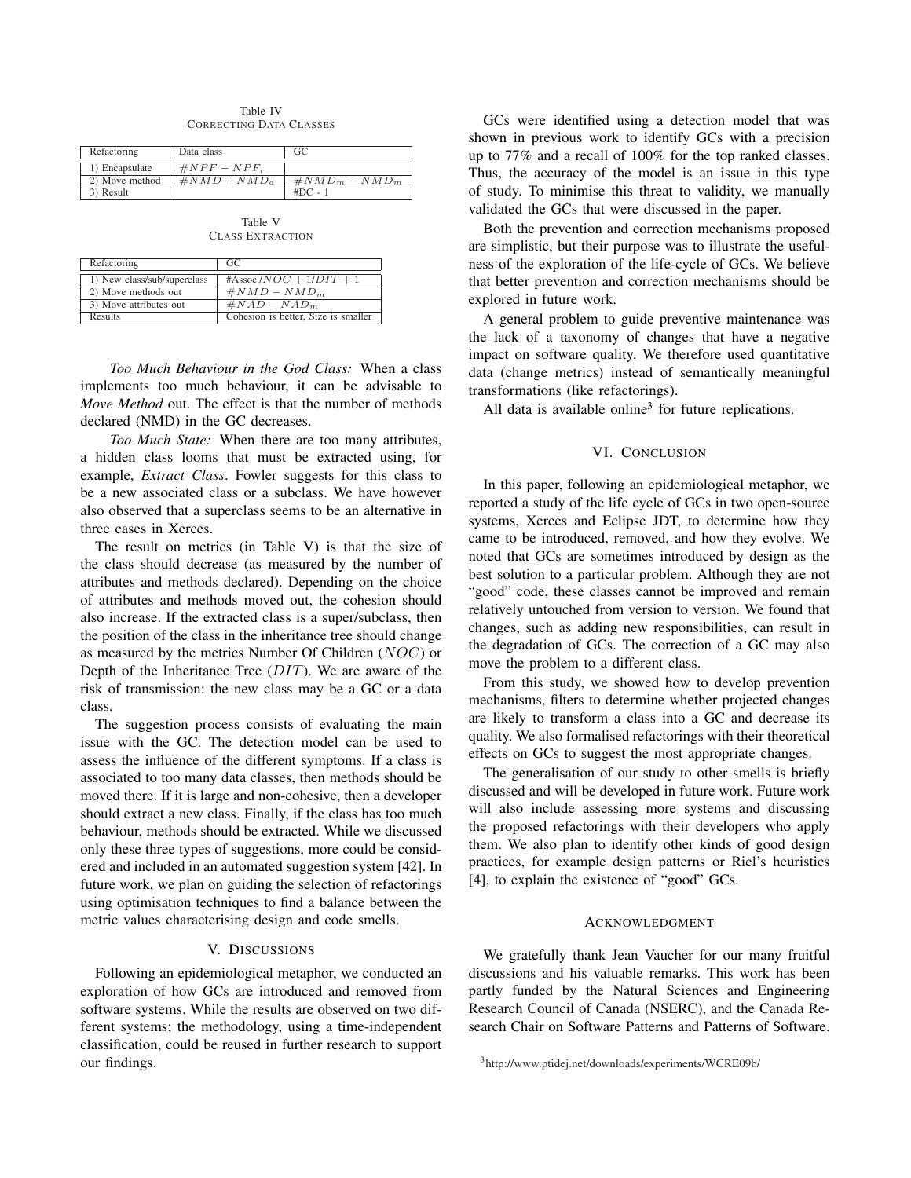Table IV
CORRECTING DATA CLASSES

| Refactoring | Data class | GC |
| --- | --- | --- |
| 1) Encapsulate | $\#NPF - NPF_r$ | |
| 2) Move method | $\#NMD + NMD_a$ | $\#NMD_m - NMD_m$ |
| 3) Result | | #DC - 1 |

Table V
CLASS EXTRACTION

| Refactoring | GC |
| --- | --- |
| 1) New class/sub/superclass | #Assoc./$NOC + 1/DIT + 1$ |
| 2) Move methods out | $\#NMD - NMD_m$ |
| 3) Move attributes out | $\#NAD - NAD_m$ |
| Results | Cohesion is better, Size is smaller |

*Too Much Behaviour in the God Class:* When a class implements too much behaviour, it can be advisable to *Move Method* out. The effect is that the number of methods declared (NMD) in the GC decreases.

*Too Much State:* When there are too many attributes, a hidden class looms that must be extracted using, for example, *Extract Class*. Fowler suggests for this class to be a new associated class or a subclass. We have however also observed that a superclass seems to be an alternative in three cases in Xerces.

The result on metrics (in Table V) is that the size of the class should decrease (as measured by the number of attributes and methods declared). Depending on the choice of attributes and methods moved out, the cohesion should also increase. If the extracted class is a super/subclass, then the position of the class in the inheritance tree should change as measured by the metrics Number Of Children ($NOC$) or Depth of the Inheritance Tree ($DIT$). We are aware of the risk of transmission: the new class may be a GC or a data class.

The suggestion process consists of evaluating the main issue with the GC. The detection model can be used to assess the influence of the different symptoms. If a class is associated to too many data classes, then methods should be moved there. If it is large and non-cohesive, then a developer should extract a new class. Finally, if the class has too much behaviour, methods should be extracted. While we discussed only these three types of suggestions, more could be considered and included in an automated suggestion system [42]. In future work, we plan on guiding the selection of refactorings using optimisation techniques to find a balance between the metric values characterising design and code smells.

## V. DISCUSSIONS

Following an epidemiological metaphor, we conducted an exploration of how GCs are introduced and removed from software systems. While the results are observed on two different systems; the methodology, using a time-independent classification, could be reused in further research to support our findings.

GCs were identified using a detection model that was shown in previous work to identify GCs with a precision up to 77% and a recall of 100% for the top ranked classes. Thus, the accuracy of the model is an issue in this type of study. To minimise this threat to validity, we manually validated the GCs that were discussed in the paper.

Both the prevention and correction mechanisms proposed are simplistic, but their purpose was to illustrate the usefulness of the exploration of the life-cycle of GCs. We believe that better prevention and correction mechanisms should be explored in future work.

A general problem to guide preventive maintenance was the lack of a taxonomy of changes that have a negative impact on software quality. We therefore used quantitative data (change metrics) instead of semantically meaningful transformations (like refactorings).

All data is available online[3] for future replications.

## VI. CONCLUSION

In this paper, following an epidemiological metaphor, we reported a study of the life cycle of GCs in two open-source systems, Xerces and Eclipse JDT, to determine how they came to be introduced, removed, and how they evolve. We noted that GCs are sometimes introduced by design as the best solution to a particular problem. Although they are not "good" code, these classes cannot be improved and remain relatively untouched from version to version. We found that changes, such as adding new responsibilities, can result in the degradation of GCs. The correction of a GC may also move the problem to a different class.

From this study, we showed how to develop prevention mechanisms, filters to determine whether projected changes are likely to transform a class into a GC and decrease its quality. We also formalised refactorings with their theoretical effects on GCs to suggest the most appropriate changes.

The generalisation of our study to other smells is briefly discussed and will be developed in future work. Future work will also include assessing more systems and discussing the proposed refactorings with their developers who apply them. We also plan to identify other kinds of good design practices, for example design patterns or Riel's heuristics [4], to explain the existence of "good" GCs.

## ACKNOWLEDGMENT

We gratefully thank Jean Vaucher for our many fruitful discussions and his valuable remarks. This work has been partly funded by the Natural Sciences and Engineering Research Council of Canada (NSERC), and the Canada Research Chair on Software Patterns and Patterns of Software.

[3] http://www.ptidej.net/downloads/experiments/WCRE09b/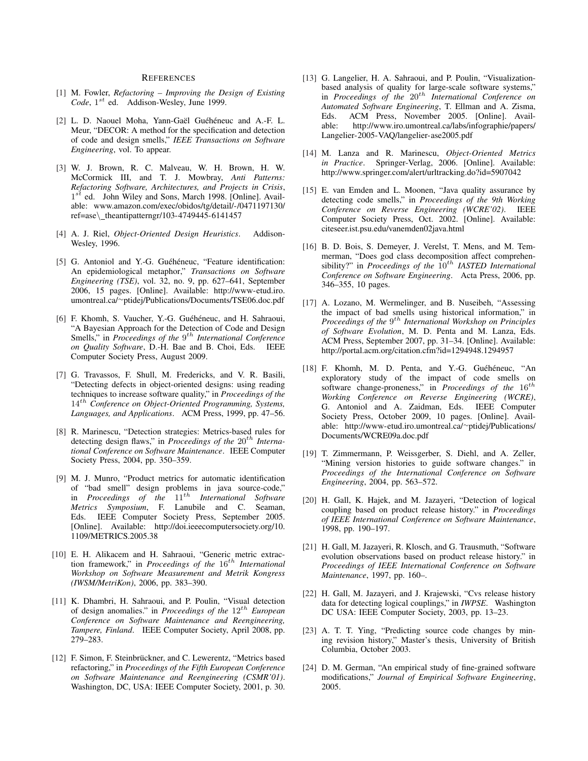# References

[1] M. Fowler, *Refactoring – Improving the Design of Existing Code*, $1^{st}$ ed. Addison-Wesley, June 1999.

[2] L. D. Naouel Moha, Yann-Gaël Guéhéneuc and A.-F. L. Meur, "DECOR: A method for the specification and detection of code and design smells," *IEEE Transactions on Software Engineering*, vol. To appear.

[3] W. J. Brown, R. C. Malveau, W. H. Brown, H. W. McCormick III, and T. J. Mowbray, *Anti Patterns: Refactoring Software, Architectures, and Projects in Crisis*, $1^{st}$ ed. John Wiley and Sons, March 1998. [Online]. Available: www.amazon.com/exec/obidos/tg/detail/-/0471197130/ref=ase\_theantipatterngr/103-4749445-6141457

[4] A. J. Riel, *Object-Oriented Design Heuristics*. Addison-Wesley, 1996.

[5] G. Antoniol and Y.-G. Guéhéneuc, "Feature identification: An epidemiological metaphor," *Transactions on Software Engineering (TSE)*, vol. 32, no. 9, pp. 627–641, September 2006, 15 pages. [Online]. Available: http://www-etud.iro.umontreal.ca/~ptidej/Publications/Documents/TSE06.doc.pdf

[6] F. Khomh, S. Vaucher, Y.-G. Guéhéneuc, and H. Sahraoui, "A Bayesian Approach for the Detection of Code and Design Smells," in *Proceedings of the $9^{th}$ International Conference on Quality Software*, D.-H. Bae and B. Choi, Eds. IEEE Computer Society Press, August 2009.

[7] G. Travassos, F. Shull, M. Fredericks, and V. R. Basili, "Detecting defects in object-oriented designs: using reading techniques to increase software quality," in *Proceedings of the $14^{th}$ Conference on Object-Oriented Programming, Systems, Languages, and Applications*. ACM Press, 1999, pp. 47–56.

[8] R. Marinescu, "Detection strategies: Metrics-based rules for detecting design flaws," in *Proceedings of the $20^{th}$ International Conference on Software Maintenance*. IEEE Computer Society Press, 2004, pp. 350–359.

[9] M. J. Munro, "Product metrics for automatic identification of "bad smell" design problems in java source-code," in *Proceedings of the $11^{th}$ International Software Metrics Symposium*, F. Lanubile and C. Seaman, Eds. IEEE Computer Society Press, September 2005. [Online]. Available: http://doi.ieeecomputersociety.org/10.1109/METRICS.2005.38

[10] E. H. Alikacem and H. Sahraoui, "Generic metric extraction framework," in *Proceedings of the $16^{th}$ International Workshop on Software Measurement and Metrik Kongress (IWSM/MetriKon)*, 2006, pp. 383–390.

[11] K. Dhambri, H. Sahraoui, and P. Poulin, "Visual detection of design anomalies." in *Proceedings of the $12^{th}$ European Conference on Software Maintenance and Reengineering, Tampere, Finland*. IEEE Computer Society, April 2008, pp. 279–283.

[12] F. Simon, F. Steinbrückner, and C. Lewerentz, "Metrics based refactoring," in *Proceedings of the Fifth European Conference on Software Maintenance and Reengineering (CSMR'01)*. Washington, DC, USA: IEEE Computer Society, 2001, p. 30.

[13] G. Langelier, H. A. Sahraoui, and P. Poulin, "Visualization-based analysis of quality for large-scale software systems," in *Proceedings of the $20^{th}$ International Conference on Automated Software Engineering*, T. Ellman and A. Zisma, Eds. ACM Press, November 2005. [Online]. Available: http://www.iro.umontreal.ca/labs/infographie/papers/Langelier-2005-VAQ/langelier-ase2005.pdf

[14] M. Lanza and R. Marinescu, *Object-Oriented Metrics in Practice*. Springer-Verlag, 2006. [Online]. Available: http://www.springer.com/alert/urltracking.do?id=5907042

[15] E. van Emden and L. Moonen, "Java quality assurance by detecting code smells," in *Proceedings of the 9th Working Conference on Reverse Engineering (WCRE'02)*. IEEE Computer Society Press, Oct. 2002. [Online]. Available: citeseer.ist.psu.edu/vanemden02java.html

[16] B. D. Bois, S. Demeyer, J. Verelst, T. Mens, and M. Temmerman, "Does god class decomposition affect comprehensibility?" in *Proceedings of the $10^{th}$ IASTED International Conference on Software Engineering*. Acta Press, 2006, pp. 346–355, 10 pages.

[17] A. Lozano, M. Wermelinger, and B. Nuseibeh, "Assessing the impact of bad smells using historical information," in *Proceedings of the $9^{th}$ International Workshop on Principles of Software Evolution*, M. D. Penta and M. Lanza, Eds. ACM Press, September 2007, pp. 31–34. [Online]. Available: http://portal.acm.org/citation.cfm?id=1294948.1294957

[18] F. Khomh, M. D. Penta, and Y.-G. Guéhéneuc, "An exploratory study of the impact of code smells on software change-proneness," in *Proceedings of the $16^{th}$ Working Conference on Reverse Engineering (WCRE)*, G. Antoniol and A. Zaidman, Eds. IEEE Computer Society Press, October 2009, 10 pages. [Online]. Available: http://www-etud.iro.umontreal.ca/~ptidej/Publications/Documents/WCRE09a.doc.pdf

[19] T. Zimmermann, P. Weissgerber, S. Diehl, and A. Zeller, "Mining version histories to guide software changes." in *Proceedings of the International Conference on Software Engineering*, 2004, pp. 563–572.

[20] H. Gall, K. Hajek, and M. Jazayeri, "Detection of logical coupling based on product release history." in *Proceedings of IEEE International Conference on Software Maintenance*, 1998, pp. 190–197.

[21] H. Gall, M. Jazayeri, R. Klosch, and G. Trausmuth, "Software evolution observations based on product release history." in *Proceedings of IEEE International Conference on Software Maintenance*, 1997, pp. 160–.

[22] H. Gall, M. Jazayeri, and J. Krajewski, "Cvs release history data for detecting logical couplings," in *IWPSE*. Washington DC USA: IEEE Computer Society, 2003, pp. 13–23.

[23] A. T. T. Ying, "Predicting source code changes by mining revision history," Master's thesis, University of British Columbia, October 2003.

[24] D. M. German, "An empirical study of fine-grained software modifications," *Journal of Empirical Software Engineering*, 2005.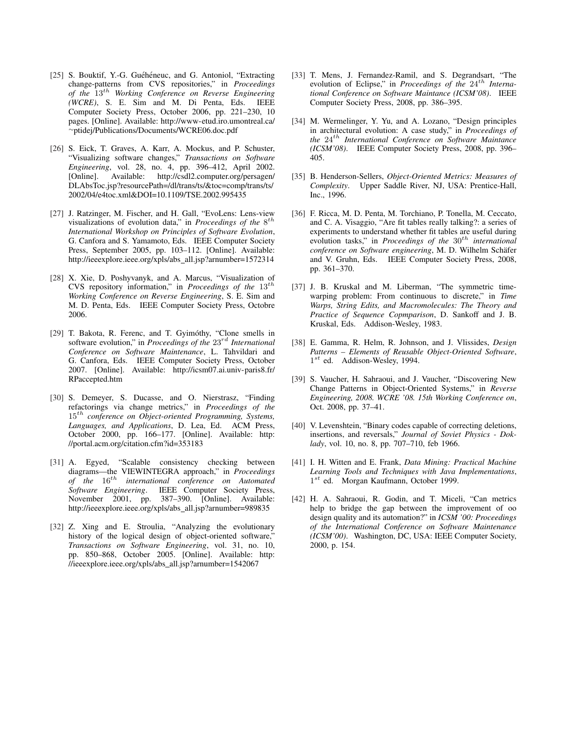[25] S. Bouktif, Y.-G. Guéhéneuc, and G. Antoniol, "Extracting change-patterns from CVS repositories," in *Proceedings of the $13^{th}$ Working Conference on Reverse Engineering (WCRE)*, S. E. Sim and M. Di Penta, Eds. IEEE Computer Society Press, October 2006, pp. 221–230, 10 pages. [Online]. Available: http://www-etud.iro.umontreal.ca/~ptidej/Publications/Documents/WCRE06.doc.pdf

[26] S. Eick, T. Graves, A. Karr, A. Mockus, and P. Schuster, "Visualizing software changes," *Transactions on Software Engineering*, vol. 28, no. 4, pp. 396–412, April 2002. [Online]. Available: http://csdl2.computer.org/persagen/DLAbsToc.jsp?resourcePath=/dl/trans/ts/&toc=comp/trans/ts/2002/04/e4toc.xml&DOI=10.1109/TSE.2002.995435

[27] J. Ratzinger, M. Fischer, and H. Gall, "EvoLens: Lens-view visualizations of evolution data," in *Proceedings of the $8^{th}$ International Workshop on Principles of Software Evolution*, G. Canfora and S. Yamamoto, Eds. IEEE Computer Society Press, September 2005, pp. 103–112. [Online]. Available: http://ieeexplore.ieee.org/xpls/abs_all.jsp?arnumber=1572314

[28] X. Xie, D. Poshyvanyk, and A. Marcus, "Visualization of CVS repository information," in *Proceedings of the $13^{th}$ Working Conference on Reverse Engineering*, S. E. Sim and M. D. Penta, Eds. IEEE Computer Society Press, Octobre 2006.

[29] T. Bakota, R. Ferenc, and T. Gyimóthy, "Clone smells in software evolution," in *Proceedings of the $23^{rd}$ International Conference on Software Maintenance*, L. Tahvildari and G. Canfora, Eds. IEEE Computer Society Press, October 2007. [Online]. Available: http://icsm07.ai.univ-paris8.fr/RPaccepted.htm

[30] S. Demeyer, S. Ducasse, and O. Nierstrasz, "Finding refactorings via change metrics," in *Proceedings of the $15^{th}$ conference on Object-oriented Programming, Systems, Languages, and Applications*, D. Lea, Ed. ACM Press, October 2000, pp. 166–177. [Online]. Available: http://portal.acm.org/citation.cfm?id=353183

[31] A. Egyed, "Scalable consistency checking between diagrams—the VIEWINTEGRA approach," in *Proceedings of the $16^{th}$ international conference on Automated Software Engineering*. IEEE Computer Society Press, November 2001, pp. 387–390. [Online]. Available: http://ieeexplore.ieee.org/xpls/abs_all.jsp?arnumber=989835

[32] Z. Xing and E. Stroulia, "Analyzing the evolutionary history of the logical design of object-oriented software," *Transactions on Software Engineering*, vol. 31, no. 10, pp. 850–868, October 2005. [Online]. Available: http://ieeexplore.ieee.org/xpls/abs_all.jsp?arnumber=1542067

[33] T. Mens, J. Fernandez-Ramil, and S. Degrandsart, "The evolution of Eclipse," in *Proceedings of the $24^{th}$ International Conference on Software Maintance (ICSM'08)*. IEEE Computer Society Press, 2008, pp. 386–395.

[34] M. Wermelinger, Y. Yu, and A. Lozano, "Design principles in architectural evolution: A case study," in *Proceedings of the $24^{th}$ International Conference on Software Maintance (ICSM'08)*. IEEE Computer Society Press, 2008, pp. 396–405.

[35] B. Henderson-Sellers, *Object-Oriented Metrics: Measures of Complexity*. Upper Saddle River, NJ, USA: Prentice-Hall, Inc., 1996.

[36] F. Ricca, M. D. Penta, M. Torchiano, P. Tonella, M. Ceccato, and C. A. Visaggio, "Are fit tables really talking?: a series of experiments to understand whether fit tables are useful during evolution tasks," in *Proceedings of the $30^{th}$ international conference on Software engineering*, M. D. Wilhelm Schäfer and V. Gruhn, Eds. IEEE Computer Society Press, 2008, pp. 361–370.

[37] J. B. Kruskal and M. Liberman, "The symmetric time-warping problem: From continuous to discrete," in *Time Warps, String Edits, and Macromolecules: The Theory and Practice of Sequence Copmparison*, D. Sankoff and J. B. Kruskal, Eds. Addison-Wesley, 1983.

[38] E. Gamma, R. Helm, R. Johnson, and J. Vlissides, *Design Patterns – Elements of Reusable Object-Oriented Software*, $1^{st}$ ed. Addison-Wesley, 1994.

[39] S. Vaucher, H. Sahraoui, and J. Vaucher, "Discovering New Change Patterns in Object-Oriented Systems," in *Reverse Engineering, 2008. WCRE '08. 15th Working Conference on*, Oct. 2008, pp. 37–41.

[40] V. Levenshtein, "Binary codes capable of correcting deletions, insertions, and reversals," *Journal of Soviet Physics - Doklady*, vol. 10, no. 8, pp. 707–710, feb 1966.

[41] I. H. Witten and E. Frank, *Data Mining: Practical Machine Learning Tools and Techniques with Java Implementations*, $1^{st}$ ed. Morgan Kaufmann, October 1999.

[42] H. A. Sahraoui, R. Godin, and T. Miceli, "Can metrics help to bridge the gap between the improvement of oo design quality and its automation?" in *ICSM '00: Proceedings of the International Conference on Software Maintenance (ICSM'00)*. Washington, DC, USA: IEEE Computer Society, 2000, p. 154.